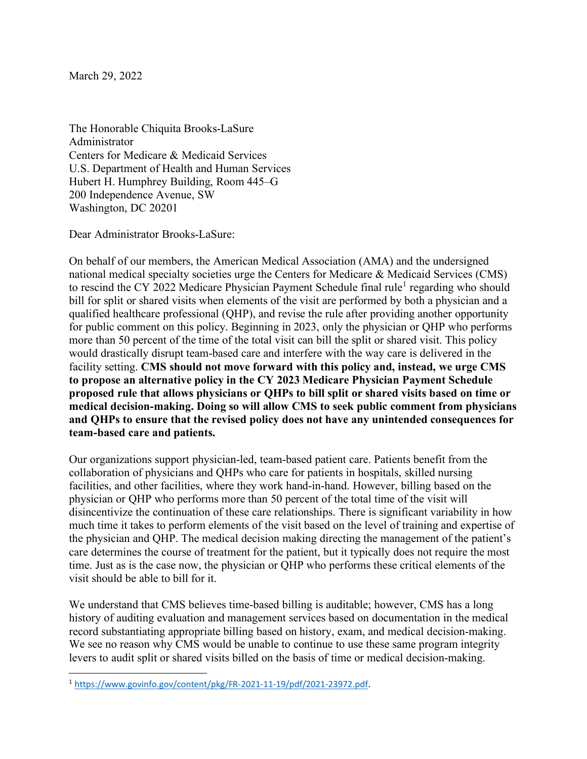March 29, 2022

The Honorable Chiquita Brooks-LaSure
Administrator
Centers for Medicare & Medicaid Services
U.S. Department of Health and Human Services
Hubert H. Humphrey Building, Room 445–G
200 Independence Avenue, SW
Washington, DC 20201

Dear Administrator Brooks-LaSure:

On behalf of our members, the American Medical Association (AMA) and the undersigned national medical specialty societies urge the Centers for Medicare & Medicaid Services (CMS) to rescind the CY 2022 Medicare Physician Payment Schedule final rule[1] regarding who should bill for split or shared visits when elements of the visit are performed by both a physician and a qualified healthcare professional (QHP), and revise the rule after providing another opportunity for public comment on this policy. Beginning in 2023, only the physician or QHP who performs more than 50 percent of the time of the total visit can bill the split or shared visit. This policy would drastically disrupt team-based care and interfere with the way care is delivered in the facility setting. **CMS should not move forward with this policy and, instead, we urge CMS to propose an alternative policy in the CY 2023 Medicare Physician Payment Schedule proposed rule that allows physicians or QHPs to bill split or shared visits based on time or medical decision-making. Doing so will allow CMS to seek public comment from physicians and QHPs to ensure that the revised policy does not have any unintended consequences for team-based care and patients.**

Our organizations support physician-led, team-based patient care. Patients benefit from the collaboration of physicians and QHPs who care for patients in hospitals, skilled nursing facilities, and other facilities, where they work hand-in-hand. However, billing based on the physician or QHP who performs more than 50 percent of the total time of the visit will disincentivize the continuation of these care relationships. There is significant variability in how much time it takes to perform elements of the visit based on the level of training and expertise of the physician and QHP. The medical decision making directing the management of the patient's care determines the course of treatment for the patient, but it typically does not require the most time. Just as is the case now, the physician or QHP who performs these critical elements of the visit should be able to bill for it.

We understand that CMS believes time-based billing is auditable; however, CMS has a long history of auditing evaluation and management services based on documentation in the medical record substantiating appropriate billing based on history, exam, and medical decision-making. We see no reason why CMS would be unable to continue to use these same program integrity levers to audit split or shared visits billed on the basis of time or medical decision-making.

[1] https://www.govinfo.gov/content/pkg/FR-2021-11-19/pdf/2021-23972.pdf.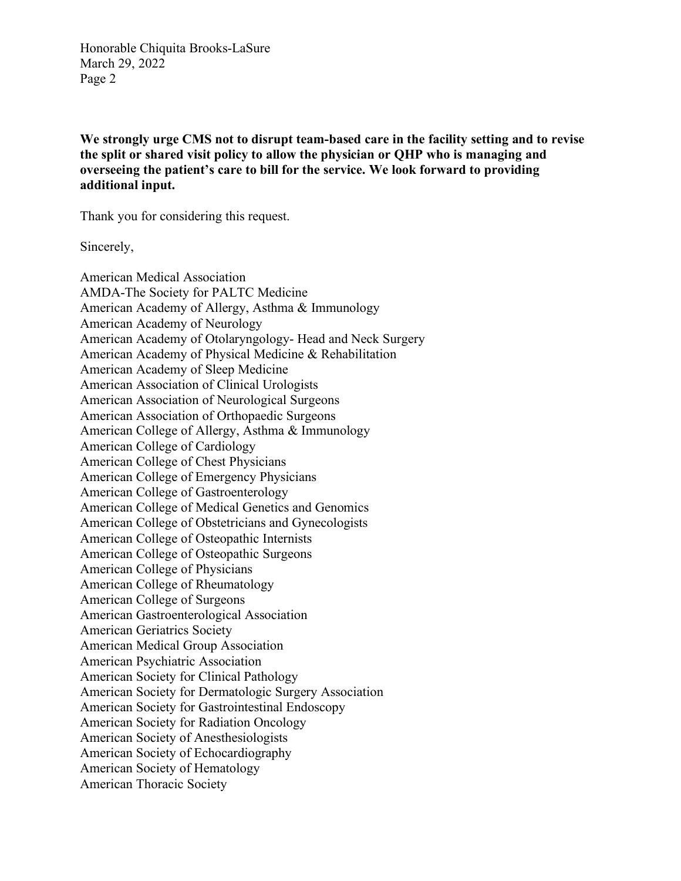**We strongly urge CMS not to disrupt team-based care in the facility setting and to revise the split or shared visit policy to allow the physician or QHP who is managing and overseeing the patient's care to bill for the service. We look forward to providing additional input.**

Thank you for considering this request.

Sincerely,

American Medical Association
AMDA-The Society for PALTC Medicine
American Academy of Allergy, Asthma & Immunology
American Academy of Neurology
American Academy of Otolaryngology- Head and Neck Surgery
American Academy of Physical Medicine & Rehabilitation
American Academy of Sleep Medicine
American Association of Clinical Urologists
American Association of Neurological Surgeons
American Association of Orthopaedic Surgeons
American College of Allergy, Asthma & Immunology
American College of Cardiology
American College of Chest Physicians
American College of Emergency Physicians
American College of Gastroenterology
American College of Medical Genetics and Genomics
American College of Obstetricians and Gynecologists
American College of Osteopathic Internists
American College of Osteopathic Surgeons
American College of Physicians
American College of Rheumatology
American College of Surgeons
American Gastroenterological Association
American Geriatrics Society
American Medical Group Association
American Psychiatric Association
American Society for Clinical Pathology
American Society for Dermatologic Surgery Association
American Society for Gastrointestinal Endoscopy
American Society for Radiation Oncology
American Society of Anesthesiologists
American Society of Echocardiography
American Society of Hematology
American Thoracic Society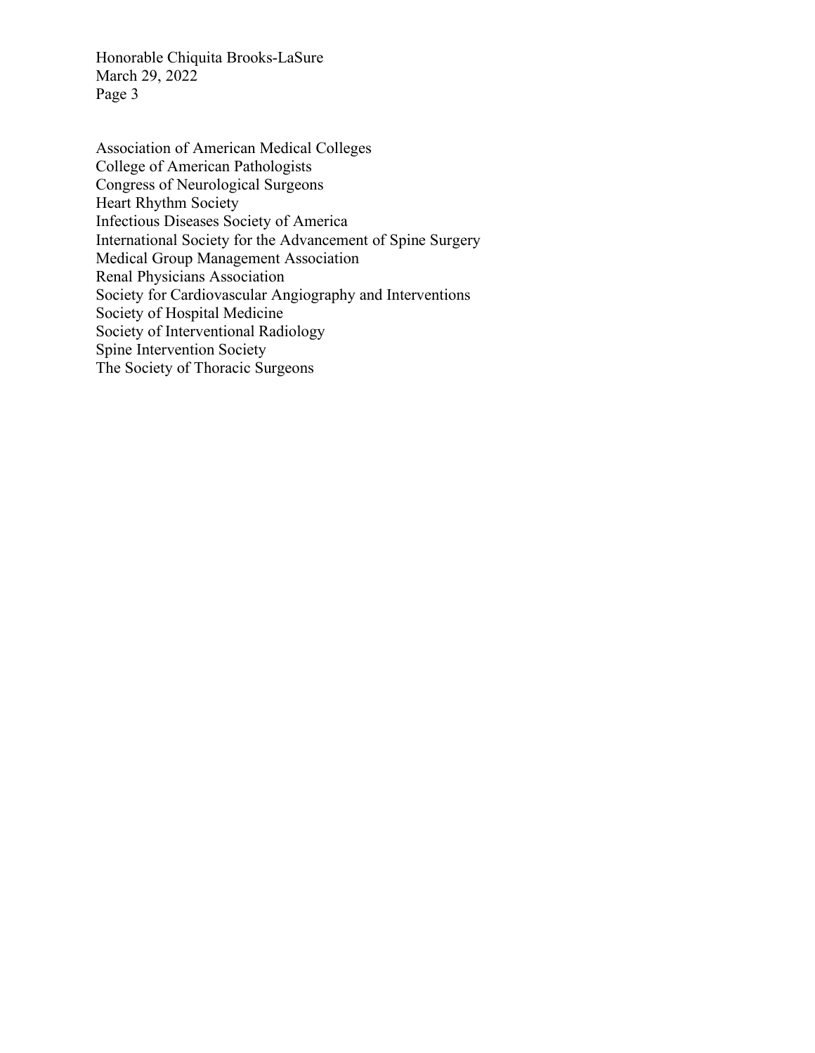Association of American Medical Colleges
College of American Pathologists
Congress of Neurological Surgeons
Heart Rhythm Society
Infectious Diseases Society of America
International Society for the Advancement of Spine Surgery
Medical Group Management Association
Renal Physicians Association
Society for Cardiovascular Angiography and Interventions
Society of Hospital Medicine
Society of Interventional Radiology
Spine Intervention Society
The Society of Thoracic Surgeons